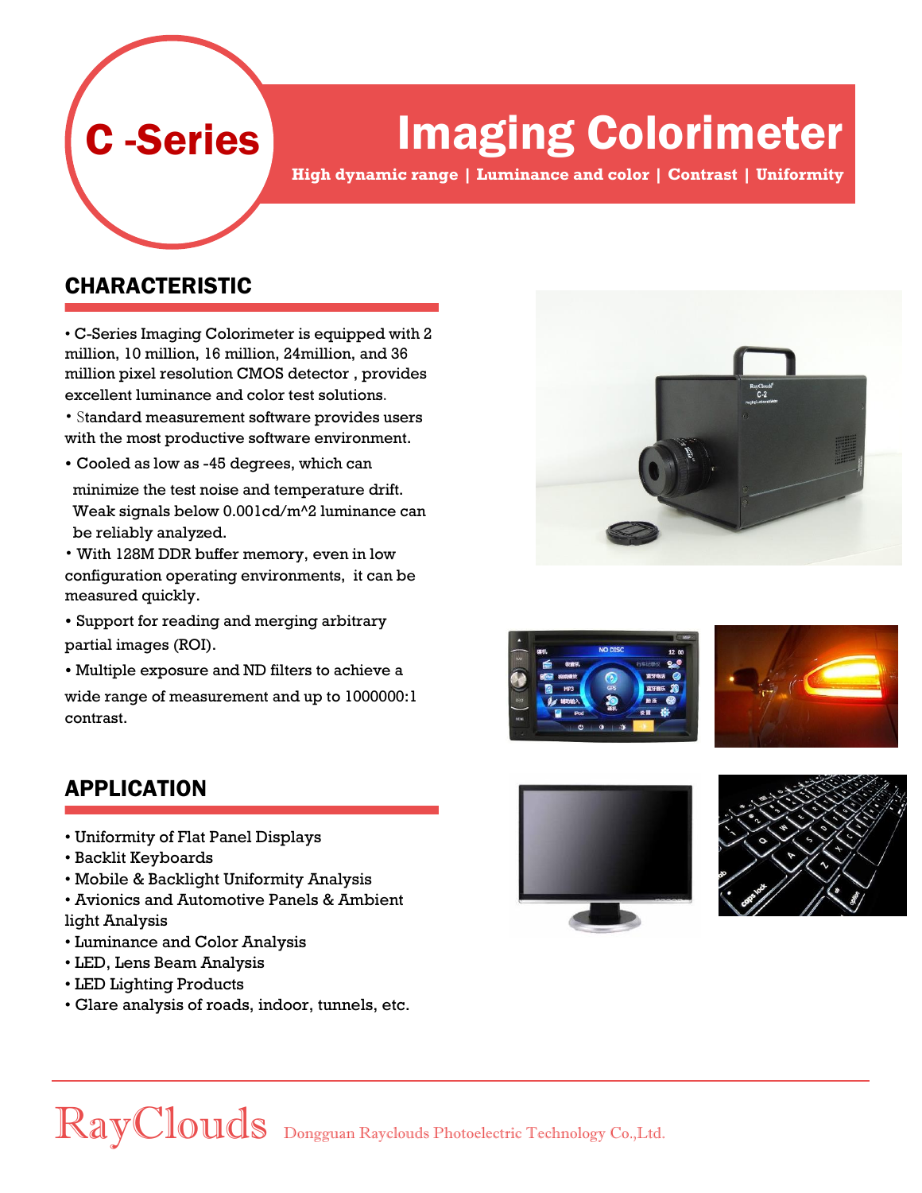# C -Series

# Imaging Colorimeter

**High dynamic range | Luminance and color | Contrast | Uniformity**

## CHARACTERISTIC

- C-Series Imaging Colorimeter is equipped with 2 million, 10 million, 16 million, 24million, and 36 million pixel resolution CMOS detector , provides excellent luminance and color test solutions.
- Standard measurement software provides users with the most productive software environment.
- Cooled as low as -45 degrees, which can minimize the test noise and temperature drift. Weak signals below 0.001cd/m^2 luminance can be reliably analyzed.
- With 128M DDR buffer memory, even in low configuration operating environments, it can be measured quickly.
- Support for reading and merging arbitrary partial images (ROI).
- Multiple exposure and ND filters to achieve a wide range of measurement and up to 1000000:1 contrast.

## APPLICATION

- Uniformity of Flat Panel Displays
- Backlit Keyboards
- Mobile & Backlight Uniformity Analysis
- Avionics and Automotive Panels & Ambient light Analysis
- Luminance and Color Analysis
- LED, Lens Beam Analysis
- LED Lighting Products
- Glare analysis of roads, indoor, tunnels, etc.

RayClouds Dongguan Rayclouds Photoelectric Technology Co.,Ltd.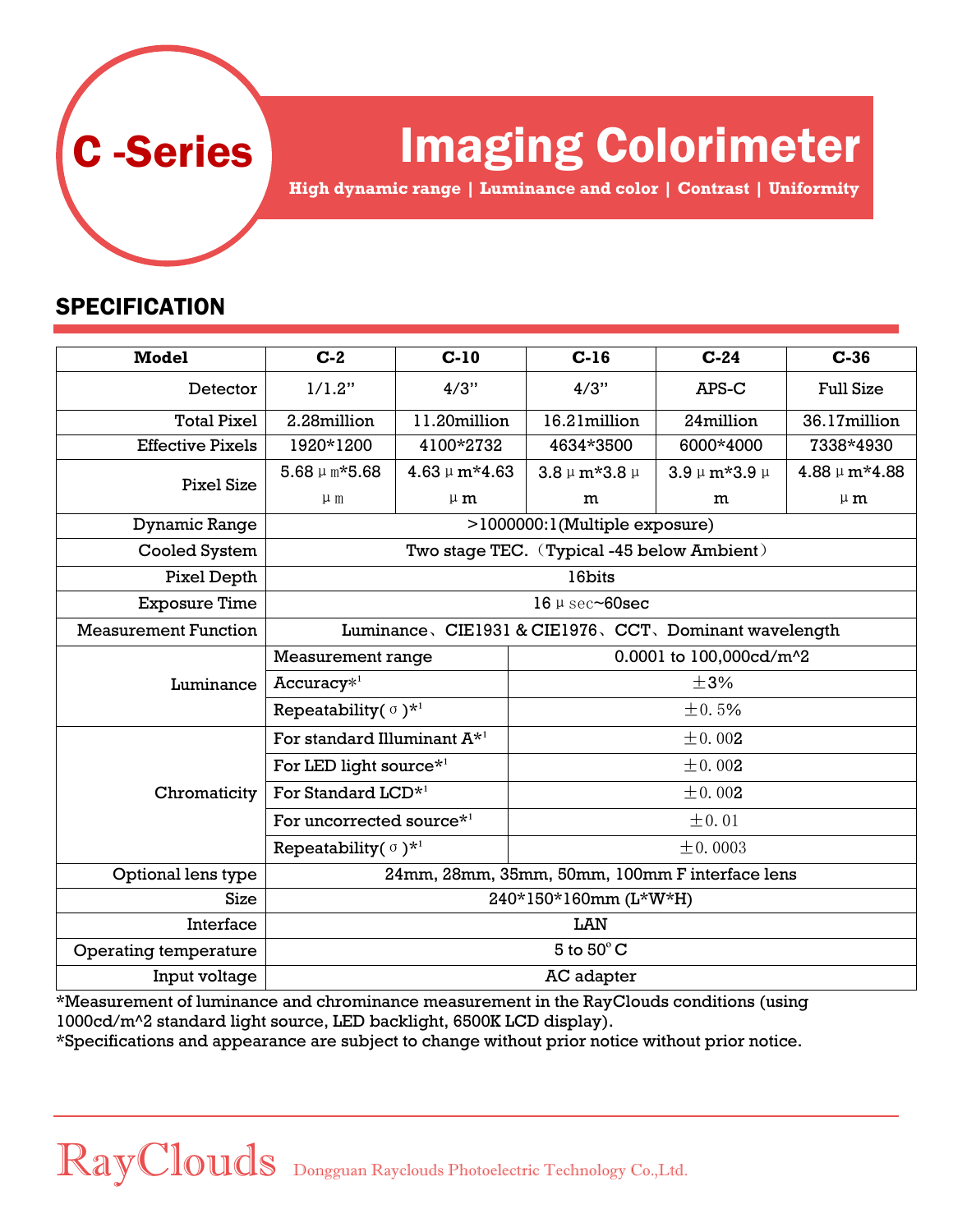# C -Series

# Imaging Colorimeter

**High dynamic range | Luminance and color | Contrast | Uniformity**

## SPECIFICATION

| Model | | C-2 | C-10 | C-16 | C-24 | C-36 |
|---|---|---|---|---|---|---|
| Detector | | 1/1.2" | 4/3" | 4/3" | APS-C | Full Size |
| Total Pixel | | 2.28million | 11.20million | 16.21million | 24million | 36.17million |
| Effective Pixels | | 1920*1200 | 4100*2732 | 4634*3500 | 6000*4000 | 7338*4930 |
| Pixel Size | | 5.68μm*5.68μm | 4.63μm*4.63μm | 3.8μm*3.8μm | 3.9μm*3.9μm | 4.88μm*4.88μm |
| Dynamic Range | | >1000000:1(Multiple exposure) | | | | |
| Cooled System | | Two stage TEC.（Typical -45 below Ambient） | | | | |
| Pixel Depth | | 16bits | | | | |
| Exposure Time | | 16μsec~60sec | | | | |
| Measurement Function | | Luminance、CIE1931 & CIE1976、CCT、Dominant wavelength | | | | |
| Luminance | Measurement range | 0.0001 to 100,000cd/m^2 | | | | |
| | Accuracy*[1] | ±3% | | | | |
| | Repeatability(σ)*[1] | ±0.5% | | | | |
| Chromaticity | For standard Illuminant A*[1] | ±0.002 | | | | |
| | For LED light source*[1] | ±0.002 | | | | |
| | For Standard LCD*[1] | ±0.002 | | | | |
| | For uncorrected source*[1] | ±0.01 | | | | |
| | Repeatability(σ)*[1] | ±0.0003 | | | | |
| Optional lens type | | 24mm, 28mm, 35mm, 50mm, 100mm F interface lens | | | | |
| Size | | 240*150*160mm (L*W*H) | | | | |
| Interface | | LAN | | | | |
| Operating temperature | | 5 to 50°C | | | | |
| Input voltage | | AC adapter | | | | |

*Measurement of luminance and chrominance measurement in the RayClouds conditions (using 1000cd/m^2 standard light source, LED backlight, 6500K LCD display).

*Specifications and appearance are subject to change without prior notice without prior notice.

RayClouds Dongguan Rayclouds Photoelectric Technology Co.,Ltd.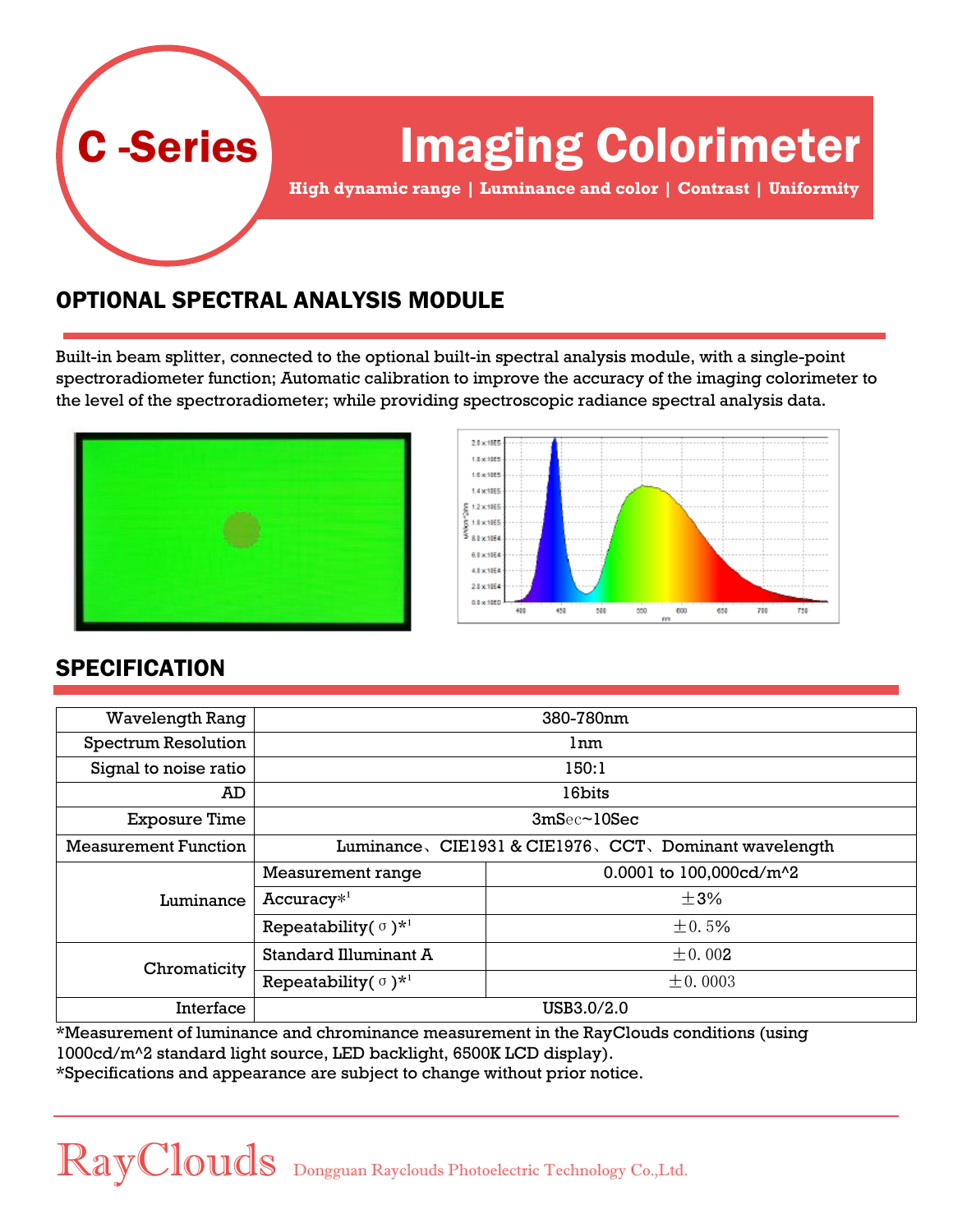# C -Series

# Imaging Colorimeter

**High dynamic range | Luminance and color | Contrast | Uniformity**

## OPTIONAL SPECTRAL ANALYSIS MODULE

Built-in beam splitter, connected to the optional built-in spectral analysis module, with a single-point spectroradiometer function; Automatic calibration to improve the accuracy of the imaging colorimeter to the level of the spectroradiometer; while providing spectroscopic radiance spectral analysis data.

2.0 x 10E5
1.8 x 10E5
1.6 x 10E5
1.4 x 10E5
1.2 x 10E5
1.0 x 10E5
8.0 x 10E4
6.0 x 10E4
4.0 x 10E4
2.0 x 10E4
0.0 x 10E0

400 450 500 550 600 650 700 750

nm

## SPECIFICATION

| | | |
|---|---|---|
| Wavelength Rang | 380-780nm | |
| Spectrum Resolution | 1nm | |
| Signal to noise ratio | 150:1 | |
| AD | 16bits | |
| Exposure Time | 3mSec~10Sec | |
| Measurement Function | Luminance、CIE1931 & CIE1976、CCT、Dominant wavelength | |
| Luminance | Measurement range | 0.0001 to 100,000cd/m^2 |
| | Accuracy*[1] | ±3% |
| | Repeatability(σ)*[1] | ±0.5% |
| Chromaticity | Standard Illuminant A | ±0.002 |
| | Repeatability(σ)*[1] | ±0.0003 |
| Interface | USB3.0/2.0 | |

*Measurement of luminance and chrominance measurement in the RayClouds conditions (using 1000cd/m^2 standard light source, LED backlight, 6500K LCD display).
*Specifications and appearance are subject to change without prior notice.

RayClouds Dongguan Rayclouds Photoelectric Technology Co.,Ltd.